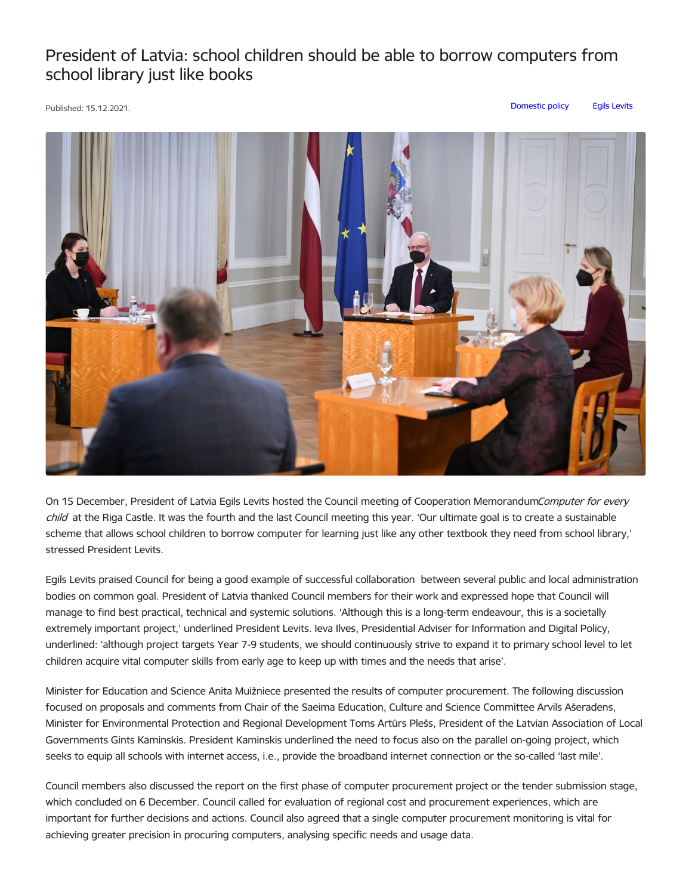# President of Latvia: school children should be able to borrow computers from school library just like books

Published: 15.12.2021.

Domestic policy Egils Levits

On 15 December, President of Latvia Egils Levits hosted the Council meeting of Cooperation Memorandum *Computer for every child* at the Riga Castle. It was the fourth and the last Council meeting this year. 'Our ultimate goal is to create a sustainable scheme that allows school children to borrow computer for learning just like any other textbook they need from school library,' stressed President Levits.

Egils Levits praised Council for being a good example of successful collaboration between several public and local administration bodies on common goal. President of Latvia thanked Council members for their work and expressed hope that Council will manage to find best practical, technical and systemic solutions. 'Although this is a long-term endeavour, this is a societally extremely important project,' underlined President Levits. Ieva Ilves, Presidential Adviser for Information and Digital Policy, underlined: 'although project targets Year 7-9 students, we should continuously strive to expand it to primary school level to let children acquire vital computer skills from early age to keep up with times and the needs that arise'.

Minister for Education and Science Anita Muižniece presented the results of computer procurement. The following discussion focused on proposals and comments from Chair of the Saeima Education, Culture and Science Committee Arvils Ašeradens, Minister for Environmental Protection and Regional Development Toms Artūrs Plešs, President of the Latvian Association of Local Governments Gints Kaminskis. President Kaminskis underlined the need to focus also on the parallel on-going project, which seeks to equip all schools with internet access, i.e., provide the broadband internet connection or the so-called 'last mile'.

Council members also discussed the report on the first phase of computer procurement project or the tender submission stage, which concluded on 6 December. Council called for evaluation of regional cost and procurement experiences, which are important for further decisions and actions. Council also agreed that a single computer procurement monitoring is vital for achieving greater precision in procuring computers, analysing specific needs and usage data.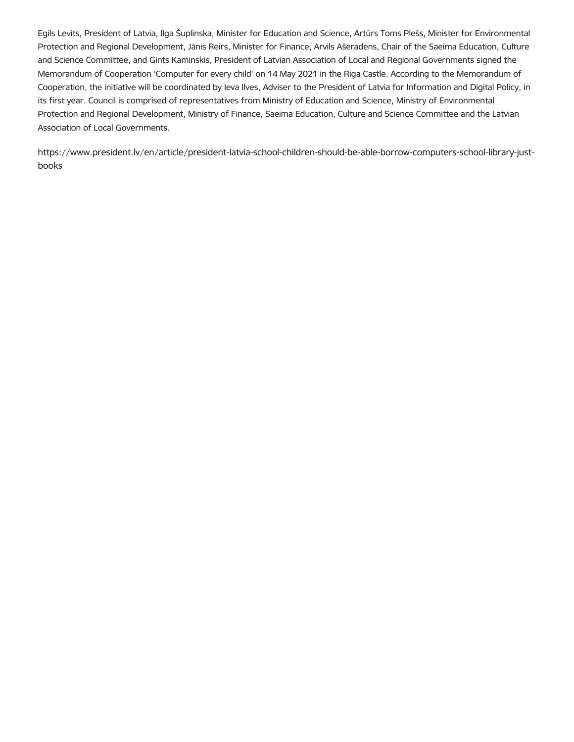Egils Levits, President of Latvia, Ilga Šuplinska, Minister for Education and Science, Artūrs Toms Plešs, Minister for Environmental Protection and Regional Development, Jānis Reirs, Minister for Finance, Arvils Ašeradens, Chair of the Saeima Education, Culture and Science Committee, and Gints Kaminskis, President of Latvian Association of Local and Regional Governments signed the Memorandum of Cooperation 'Computer for every child' on 14 May 2021 in the Riga Castle. According to the Memorandum of Cooperation, the initiative will be coordinated by Ieva Ilves, Adviser to the President of Latvia for Information and Digital Policy, in its first year. Council is comprised of representatives from Ministry of Education and Science, Ministry of Environmental Protection and Regional Development, Ministry of Finance, Saeima Education, Culture and Science Committee and the Latvian Association of Local Governments.

https://www.president.lv/en/article/president-latvia-school-children-should-be-able-borrow-computers-school-library-just-books